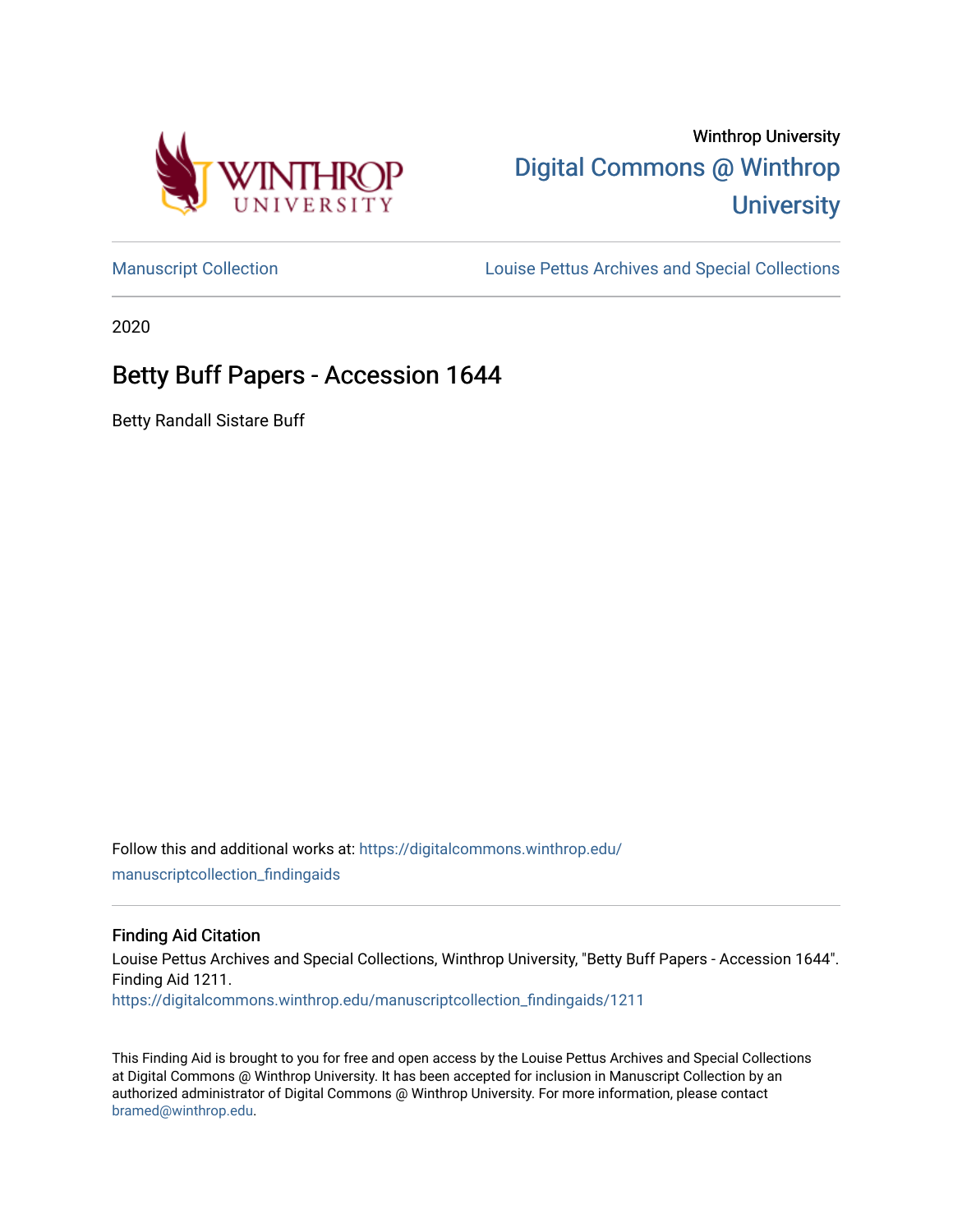Winthrop University

Digital Commons @ Winthrop University

Manuscript Collection

Louise Pettus Archives and Special Collections

2020

# Betty Buff Papers - Accession 1644

Betty Randall Sistare Buff

Follow this and additional works at: https://digitalcommons.winthrop.edu/manuscriptcollection_findingaids

## Finding Aid Citation

Louise Pettus Archives and Special Collections, Winthrop University, "Betty Buff Papers - Accession 1644". Finding Aid 1211.
https://digitalcommons.winthrop.edu/manuscriptcollection_findingaids/1211

This Finding Aid is brought to you for free and open access by the Louise Pettus Archives and Special Collections at Digital Commons @ Winthrop University. It has been accepted for inclusion in Manuscript Collection by an authorized administrator of Digital Commons @ Winthrop University. For more information, please contact bramed@winthrop.edu.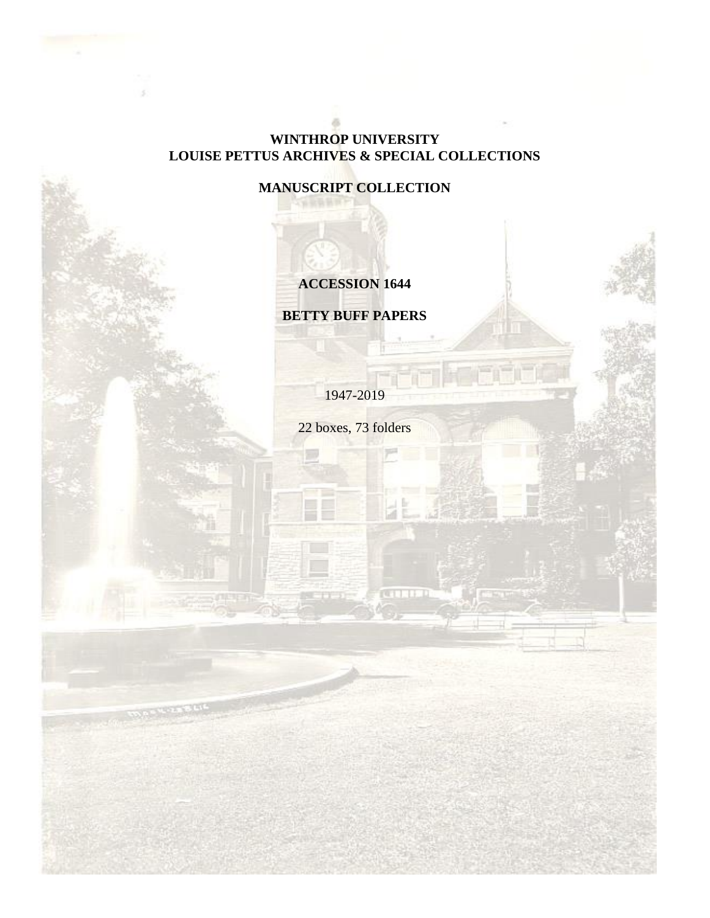**WINTHROP UNIVERSITY**
**LOUISE PETTUS ARCHIVES & SPECIAL COLLECTIONS**

**MANUSCRIPT COLLECTION**

**ACCESSION 1644**

**BETTY BUFF PAPERS**

1947-2019

22 boxes, 73 folders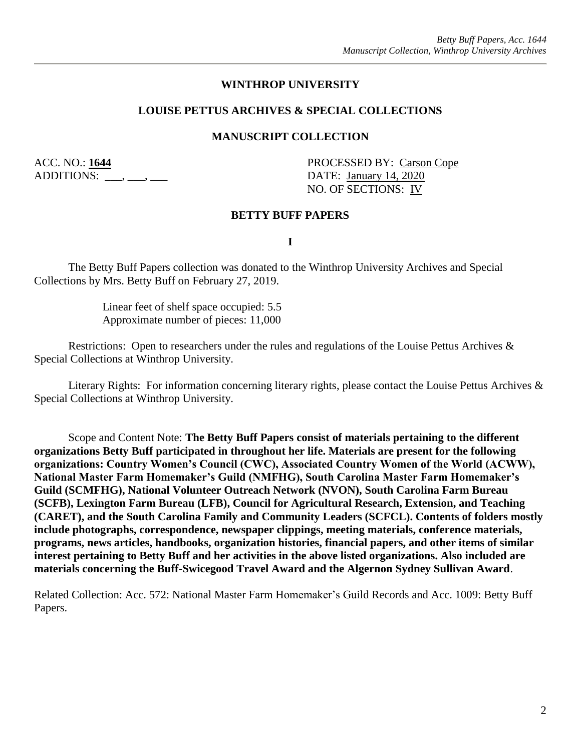**WINTHROP UNIVERSITY**

**LOUISE PETTUS ARCHIVES & SPECIAL COLLECTIONS**

**MANUSCRIPT COLLECTION**

ACC. NO.: **1644**
ADDITIONS: ___, ___, ___

PROCESSED BY: Carson Cope
DATE: January 14, 2020
NO. OF SECTIONS: IV

**BETTY BUFF PAPERS**

**I**

The Betty Buff Papers collection was donated to the Winthrop University Archives and Special Collections by Mrs. Betty Buff on February 27, 2019.

Linear feet of shelf space occupied: 5.5
Approximate number of pieces: 11,000

Restrictions: Open to researchers under the rules and regulations of the Louise Pettus Archives & Special Collections at Winthrop University.

Literary Rights: For information concerning literary rights, please contact the Louise Pettus Archives & Special Collections at Winthrop University.

Scope and Content Note: **The Betty Buff Papers consist of materials pertaining to the different organizations Betty Buff participated in throughout her life. Materials are present for the following organizations: Country Women's Council (CWC), Associated Country Women of the World (ACWW), National Master Farm Homemaker's Guild (NMFHG), South Carolina Master Farm Homemaker's Guild (SCMFHG), National Volunteer Outreach Network (NVON), South Carolina Farm Bureau (SCFB), Lexington Farm Bureau (LFB), Council for Agricultural Research, Extension, and Teaching (CARET), and the South Carolina Family and Community Leaders (SCFCL). Contents of folders mostly include photographs, correspondence, newspaper clippings, meeting materials, conference materials, programs, news articles, handbooks, organization histories, financial papers, and other items of similar interest pertaining to Betty Buff and her activities in the above listed organizations. Also included are materials concerning the Buff-Swicegood Travel Award and the Algernon Sydney Sullivan Award**.

Related Collection: Acc. 572: National Master Farm Homemaker's Guild Records and Acc. 1009: Betty Buff Papers.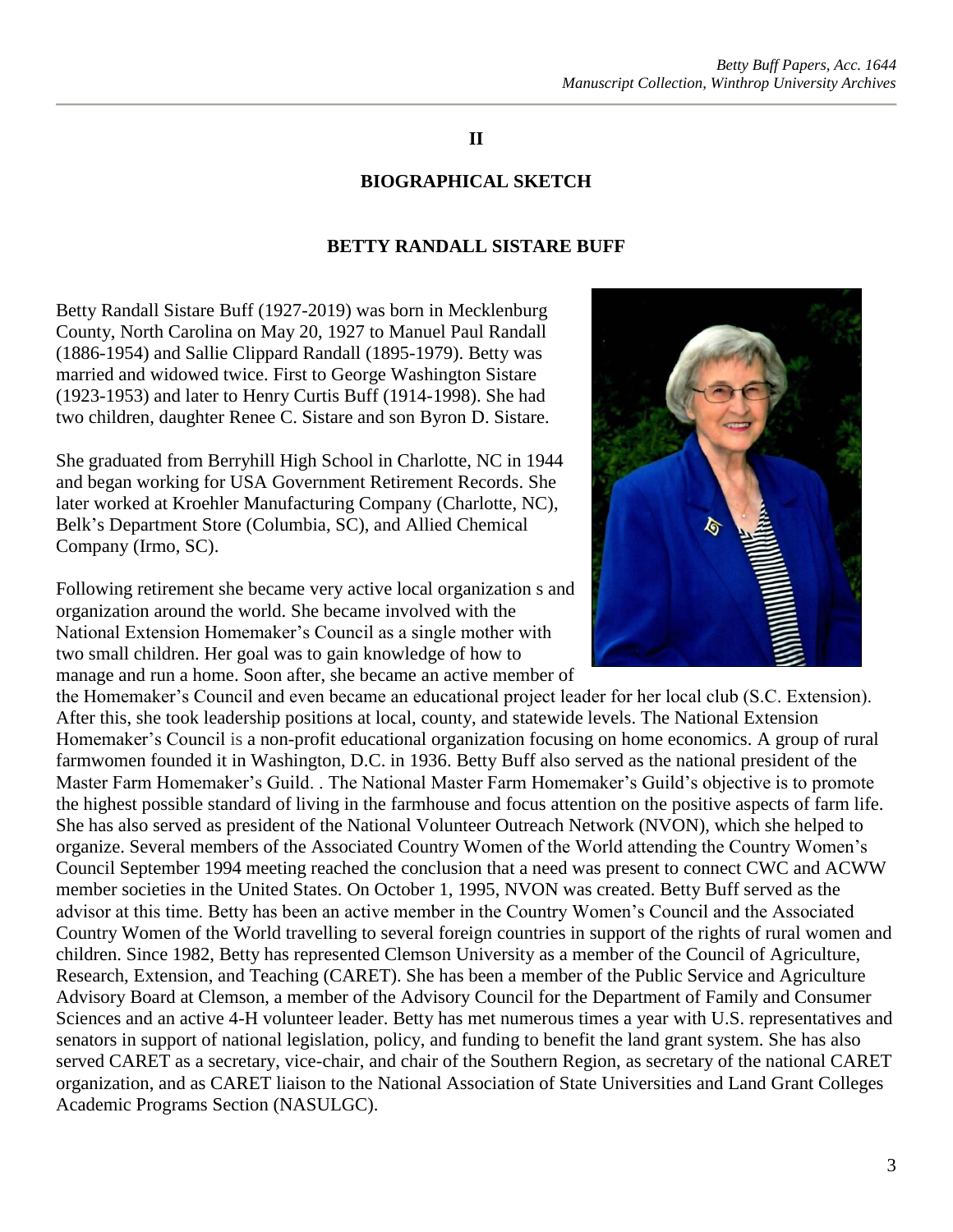**II**

**BIOGRAPHICAL SKETCH**

**BETTY RANDALL SISTARE BUFF**

Betty Randall Sistare Buff (1927-2019) was born in Mecklenburg County, North Carolina on May 20, 1927 to Manuel Paul Randall (1886-1954) and Sallie Clippard Randall (1895-1979). Betty was married and widowed twice. First to George Washington Sistare (1923-1953) and later to Henry Curtis Buff (1914-1998). She had two children, daughter Renee C. Sistare and son Byron D. Sistare.

She graduated from Berryhill High School in Charlotte, NC in 1944 and began working for USA Government Retirement Records. She later worked at Kroehler Manufacturing Company (Charlotte, NC), Belk's Department Store (Columbia, SC), and Allied Chemical Company (Irmo, SC).

Following retirement she became very active local organization s and organization around the world. She became involved with the National Extension Homemaker's Council as a single mother with two small children. Her goal was to gain knowledge of how to manage and run a home. Soon after, she became an active member of the Homemaker's Council and even became an educational project leader for her local club (S.C. Extension). After this, she took leadership positions at local, county, and statewide levels. The National Extension Homemaker's Council is a non-profit educational organization focusing on home economics. A group of rural farmwomen founded it in Washington, D.C. in 1936. Betty Buff also served as the national president of the Master Farm Homemaker's Guild. . The National Master Farm Homemaker's Guild's objective is to promote the highest possible standard of living in the farmhouse and focus attention on the positive aspects of farm life. She has also served as president of the National Volunteer Outreach Network (NVON), which she helped to organize. Several members of the Associated Country Women of the World attending the Country Women's Council September 1994 meeting reached the conclusion that a need was present to connect CWC and ACWW member societies in the United States. On October 1, 1995, NVON was created. Betty Buff served as the advisor at this time. Betty has been an active member in the Country Women's Council and the Associated Country Women of the World travelling to several foreign countries in support of the rights of rural women and children. Since 1982, Betty has represented Clemson University as a member of the Council of Agriculture, Research, Extension, and Teaching (CARET). She has been a member of the Public Service and Agriculture Advisory Board at Clemson, a member of the Advisory Council for the Department of Family and Consumer Sciences and an active 4-H volunteer leader. Betty has met numerous times a year with U.S. representatives and senators in support of national legislation, policy, and funding to benefit the land grant system. She has also served CARET as a secretary, vice-chair, and chair of the Southern Region, as secretary of the national CARET organization, and as CARET liaison to the National Association of State Universities and Land Grant Colleges Academic Programs Section (NASULGC).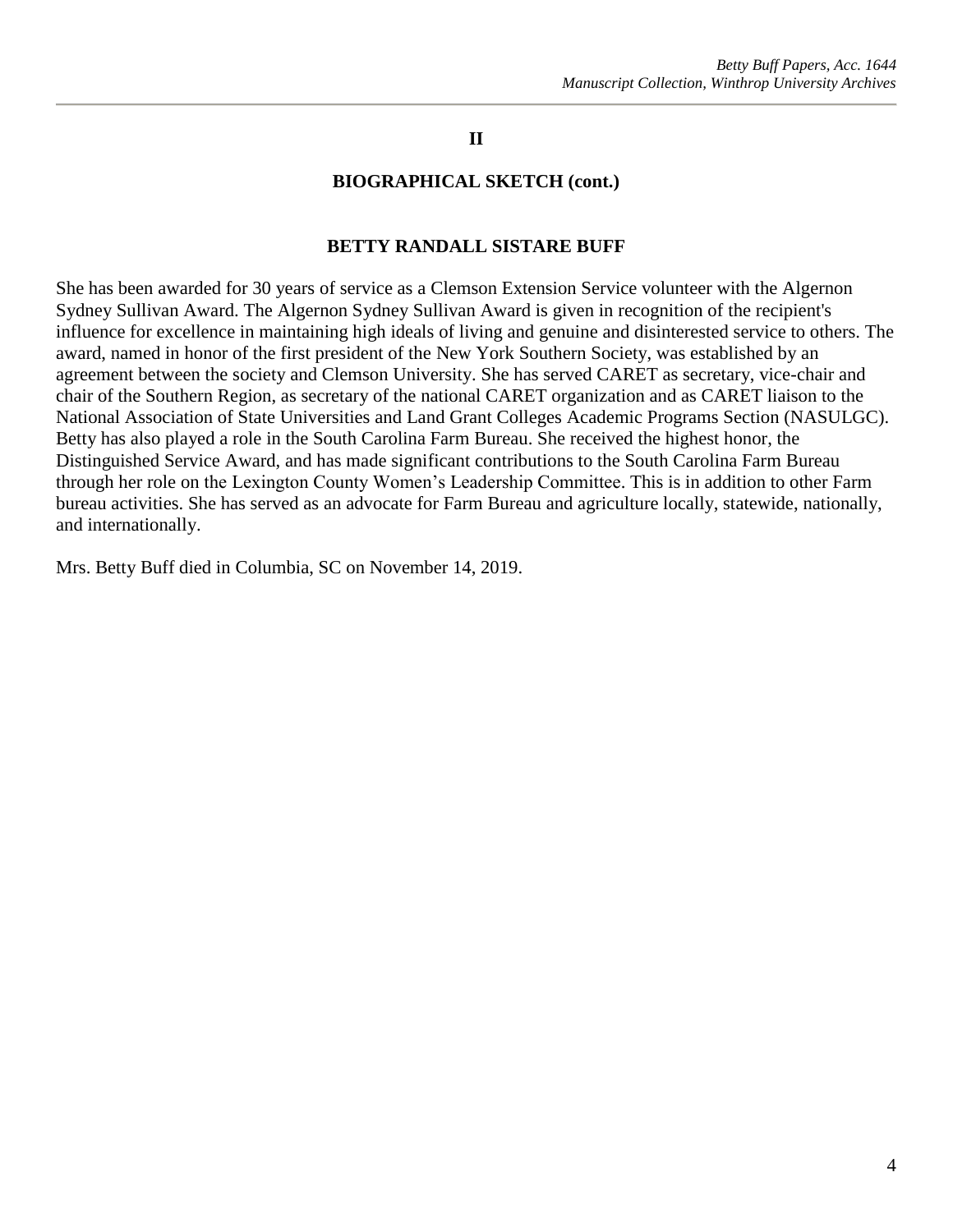## II

## BIOGRAPHICAL SKETCH (cont.)

### BETTY RANDALL SISTARE BUFF

She has been awarded for 30 years of service as a Clemson Extension Service volunteer with the Algernon Sydney Sullivan Award. The Algernon Sydney Sullivan Award is given in recognition of the recipient's influence for excellence in maintaining high ideals of living and genuine and disinterested service to others. The award, named in honor of the first president of the New York Southern Society, was established by an agreement between the society and Clemson University. She has served CARET as secretary, vice-chair and chair of the Southern Region, as secretary of the national CARET organization and as CARET liaison to the National Association of State Universities and Land Grant Colleges Academic Programs Section (NASULGC). Betty has also played a role in the South Carolina Farm Bureau. She received the highest honor, the Distinguished Service Award, and has made significant contributions to the South Carolina Farm Bureau through her role on the Lexington County Women's Leadership Committee. This is in addition to other Farm bureau activities. She has served as an advocate for Farm Bureau and agriculture locally, statewide, nationally, and internationally.

Mrs. Betty Buff died in Columbia, SC on November 14, 2019.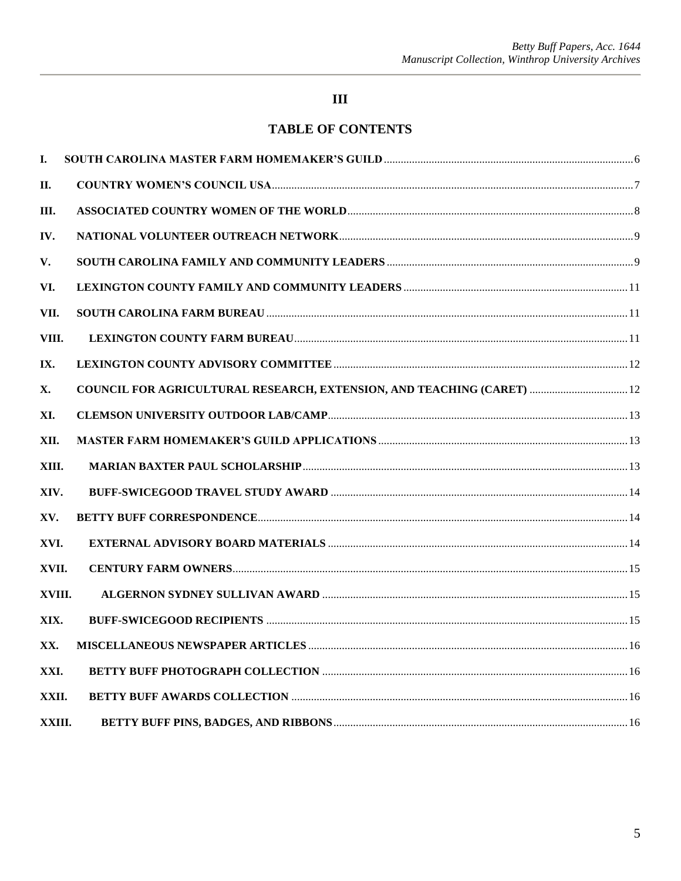## III

## TABLE OF CONTENTS

I. SOUTH CAROLINA MASTER FARM HOMEMAKER'S GUILD ........ 6

II. COUNTRY WOMEN'S COUNCIL USA ........ 7

III. ASSOCIATED COUNTRY WOMEN OF THE WORLD ........ 8

IV. NATIONAL VOLUNTEER OUTREACH NETWORK ........ 9

V. SOUTH CAROLINA FAMILY AND COMMUNITY LEADERS ........ 9

VI. LEXINGTON COUNTY FAMILY AND COMMUNITY LEADERS ........ 11

VII. SOUTH CAROLINA FARM BUREAU ........ 11

VIII. LEXINGTON COUNTY FARM BUREAU ........ 11

IX. LEXINGTON COUNTY ADVISORY COMMITTEE ........ 12

X. COUNCIL FOR AGRICULTURAL RESEARCH, EXTENSION, AND TEACHING (CARET) ........ 12

XI. CLEMSON UNIVERSITY OUTDOOR LAB/CAMP ........ 13

XII. MASTER FARM HOMEMAKER'S GUILD APPLICATIONS ........ 13

XIII. MARIAN BAXTER PAUL SCHOLARSHIP ........ 13

XIV. BUFF-SWICEGOOD TRAVEL STUDY AWARD ........ 14

XV. BETTY BUFF CORRESPONDENCE ........ 14

XVI. EXTERNAL ADVISORY BOARD MATERIALS ........ 14

XVII. CENTURY FARM OWNERS ........ 15

XVIII. ALGERNON SYDNEY SULLIVAN AWARD ........ 15

XIX. BUFF-SWICEGOOD RECIPIENTS ........ 15

XX. MISCELLANEOUS NEWSPAPER ARTICLES ........ 16

XXI. BETTY BUFF PHOTOGRAPH COLLECTION ........ 16

XXII. BETTY BUFF AWARDS COLLECTION ........ 16

XXIII. BETTY BUFF PINS, BADGES, AND RIBBONS ........ 16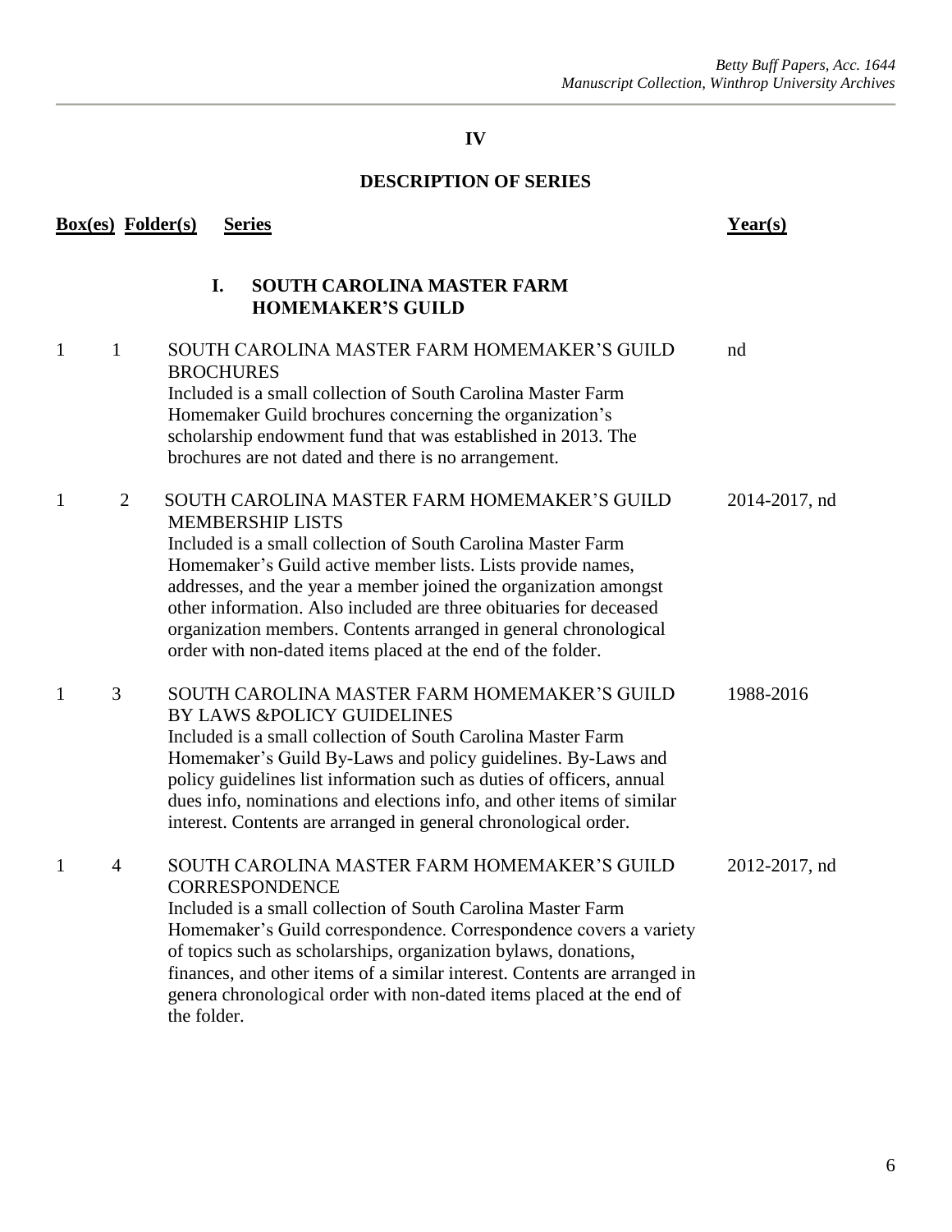## IV

## DESCRIPTION OF SERIES

| Box(es) | Folder(s) | Series | Year(s) |
|---|---|---|---|
| | | **I. SOUTH CAROLINA MASTER FARM HOMEMAKER'S GUILD** | |
| 1 | 1 | SOUTH CAROLINA MASTER FARM HOMEMAKER'S GUILD BROCHURES<br>Included is a small collection of South Carolina Master Farm Homemaker Guild brochures concerning the organization's scholarship endowment fund that was established in 2013. The brochures are not dated and there is no arrangement. | nd |
| 1 | 2 | SOUTH CAROLINA MASTER FARM HOMEMAKER'S GUILD MEMBERSHIP LISTS<br>Included is a small collection of South Carolina Master Farm Homemaker's Guild active member lists. Lists provide names, addresses, and the year a member joined the organization amongst other information. Also included are three obituaries for deceased organization members. Contents arranged in general chronological order with non-dated items placed at the end of the folder. | 2014-2017, nd |
| 1 | 3 | SOUTH CAROLINA MASTER FARM HOMEMAKER'S GUILD BY LAWS &POLICY GUIDELINES<br>Included is a small collection of South Carolina Master Farm Homemaker's Guild By-Laws and policy guidelines. By-Laws and policy guidelines list information such as duties of officers, annual dues info, nominations and elections info, and other items of similar interest. Contents are arranged in general chronological order. | 1988-2016 |
| 1 | 4 | SOUTH CAROLINA MASTER FARM HOMEMAKER'S GUILD CORRESPONDENCE<br>Included is a small collection of South Carolina Master Farm Homemaker's Guild correspondence. Correspondence covers a variety of topics such as scholarships, organization bylaws, donations, finances, and other items of a similar interest. Contents are arranged in genera chronological order with non-dated items placed at the end of the folder. | 2012-2017, nd |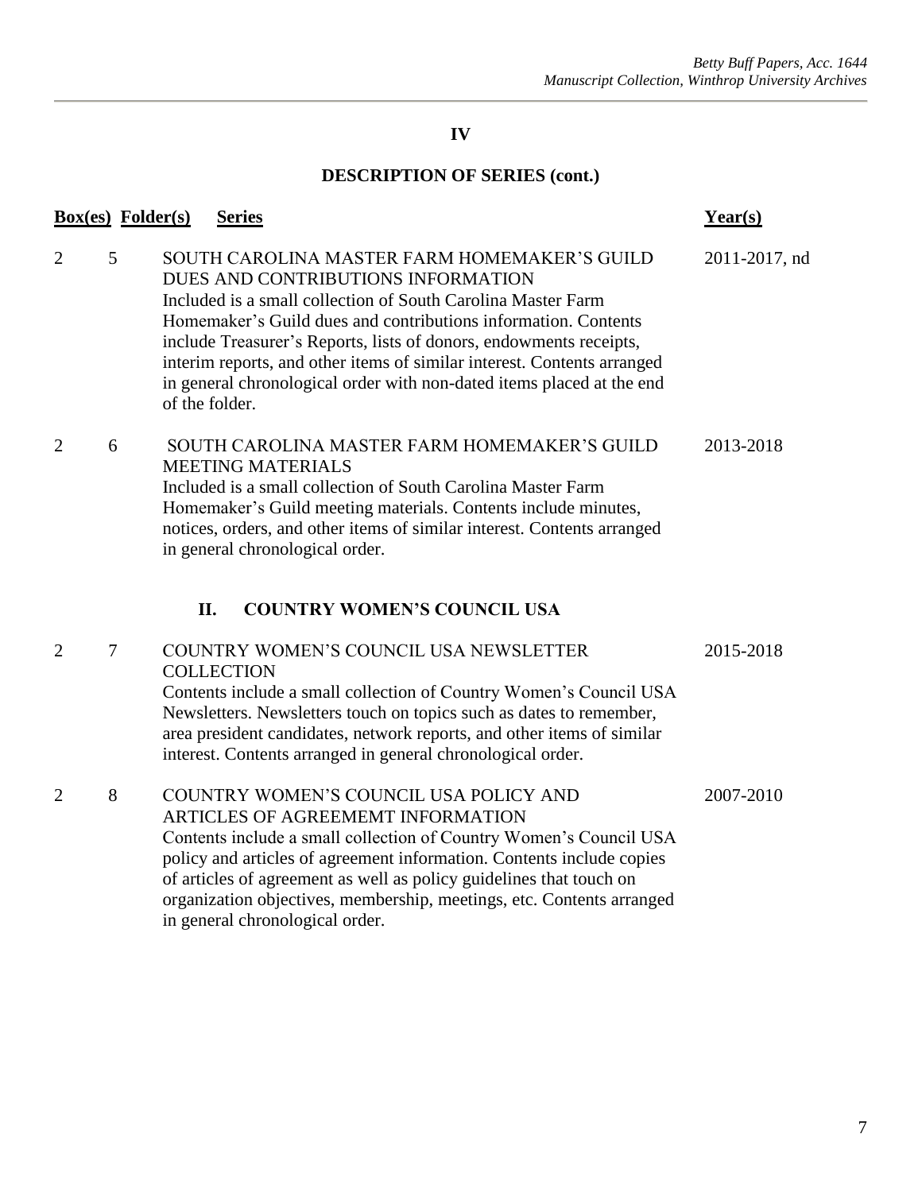## IV

## DESCRIPTION OF SERIES (cont.)

| Box(es) | Folder(s) | Series | Year(s) |
|---|---|---|---|
| 2 | 5 | SOUTH CAROLINA MASTER FARM HOMEMAKER'S GUILD DUES AND CONTRIBUTIONS INFORMATION<br>Included is a small collection of South Carolina Master Farm Homemaker's Guild dues and contributions information. Contents include Treasurer's Reports, lists of donors, endowments receipts, interim reports, and other items of similar interest. Contents arranged in general chronological order with non-dated items placed at the end of the folder. | 2011-2017, nd |
| 2 | 6 | SOUTH CAROLINA MASTER FARM HOMEMAKER'S GUILD MEETING MATERIALS<br>Included is a small collection of South Carolina Master Farm Homemaker's Guild meeting materials. Contents include minutes, notices, orders, and other items of similar interest. Contents arranged in general chronological order. | 2013-2018 |
| | | **II. COUNTRY WOMEN'S COUNCIL USA** | |
| 2 | 7 | COUNTRY WOMEN'S COUNCIL USA NEWSLETTER COLLECTION<br>Contents include a small collection of Country Women's Council USA Newsletters. Newsletters touch on topics such as dates to remember, area president candidates, network reports, and other items of similar interest. Contents arranged in general chronological order. | 2015-2018 |
| 2 | 8 | COUNTRY WOMEN'S COUNCIL USA POLICY AND ARTICLES OF AGREEMEMT INFORMATION<br>Contents include a small collection of Country Women's Council USA policy and articles of agreement information. Contents include copies of articles of agreement as well as policy guidelines that touch on organization objectives, membership, meetings, etc. Contents arranged in general chronological order. | 2007-2010 |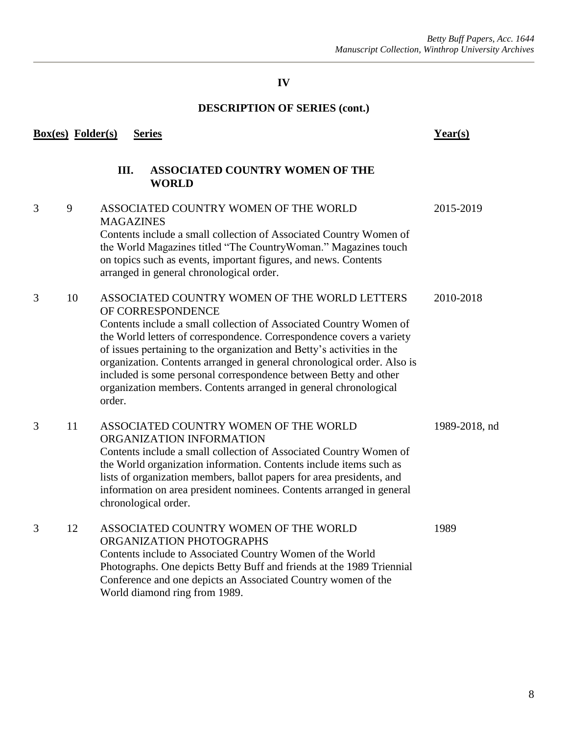## IV

## DESCRIPTION OF SERIES (cont.)

| Box(es) | Folder(s) | Series | Year(s) |
|---|---|---|---|
| | | **III. ASSOCIATED COUNTRY WOMEN OF THE WORLD** | |
| 3 | 9 | ASSOCIATED COUNTRY WOMEN OF THE WORLD MAGAZINES<br>Contents include a small collection of Associated Country Women of the World Magazines titled “The CountryWoman.” Magazines touch on topics such as events, important figures, and news. Contents arranged in general chronological order. | 2015-2019 |
| 3 | 10 | ASSOCIATED COUNTRY WOMEN OF THE WORLD LETTERS OF CORRESPONDENCE<br>Contents include a small collection of Associated Country Women of the World letters of correspondence. Correspondence covers a variety of issues pertaining to the organization and Betty’s activities in the organization. Contents arranged in general chronological order. Also is included is some personal correspondence between Betty and other organization members. Contents arranged in general chronological order. | 2010-2018 |
| 3 | 11 | ASSOCIATED COUNTRY WOMEN OF THE WORLD ORGANIZATION INFORMATION<br>Contents include a small collection of Associated Country Women of the World organization information. Contents include items such as lists of organization members, ballot papers for area presidents, and information on area president nominees. Contents arranged in general chronological order. | 1989-2018, nd |
| 3 | 12 | ASSOCIATED COUNTRY WOMEN OF THE WORLD ORGANIZATION PHOTOGRAPHS<br>Contents include to Associated Country Women of the World Photographs. One depicts Betty Buff and friends at the 1989 Triennial Conference and one depicts an Associated Country women of the World diamond ring from 1989. | 1989 |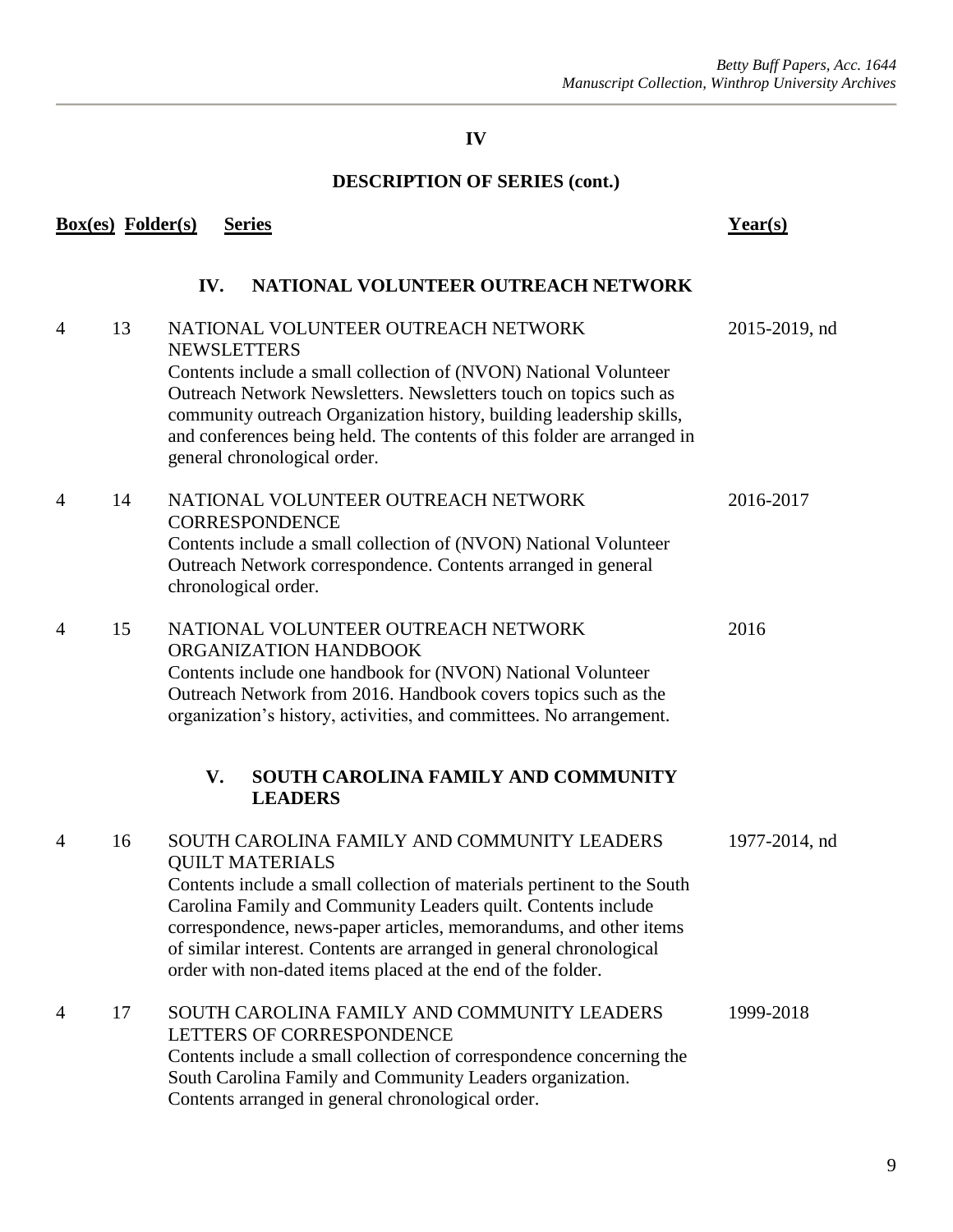## IV

## DESCRIPTION OF SERIES (cont.)

| Box(es) | Folder(s) | Series | Year(s) |
|---|---|---|---|
| | | **IV. NATIONAL VOLUNTEER OUTREACH NETWORK** | |
| 4 | 13 | NATIONAL VOLUNTEER OUTREACH NETWORK NEWSLETTERS<br>Contents include a small collection of (NVON) National Volunteer Outreach Network Newsletters. Newsletters touch on topics such as community outreach Organization history, building leadership skills, and conferences being held. The contents of this folder are arranged in general chronological order. | 2015-2019, nd |
| 4 | 14 | NATIONAL VOLUNTEER OUTREACH NETWORK CORRESPONDENCE<br>Contents include a small collection of (NVON) National Volunteer Outreach Network correspondence. Contents arranged in general chronological order. | 2016-2017 |
| 4 | 15 | NATIONAL VOLUNTEER OUTREACH NETWORK ORGANIZATION HANDBOOK<br>Contents include one handbook for (NVON) National Volunteer Outreach Network from 2016. Handbook covers topics such as the organization's history, activities, and committees. No arrangement. | 2016 |
| | | **V. SOUTH CAROLINA FAMILY AND COMMUNITY LEADERS** | |
| 4 | 16 | SOUTH CAROLINA FAMILY AND COMMUNITY LEADERS QUILT MATERIALS<br>Contents include a small collection of materials pertinent to the South Carolina Family and Community Leaders quilt. Contents include correspondence, news-paper articles, memorandums, and other items of similar interest. Contents are arranged in general chronological order with non-dated items placed at the end of the folder. | 1977-2014, nd |
| 4 | 17 | SOUTH CAROLINA FAMILY AND COMMUNITY LEADERS LETTERS OF CORRESPONDENCE<br>Contents include a small collection of correspondence concerning the South Carolina Family and Community Leaders organization. Contents arranged in general chronological order. | 1999-2018 |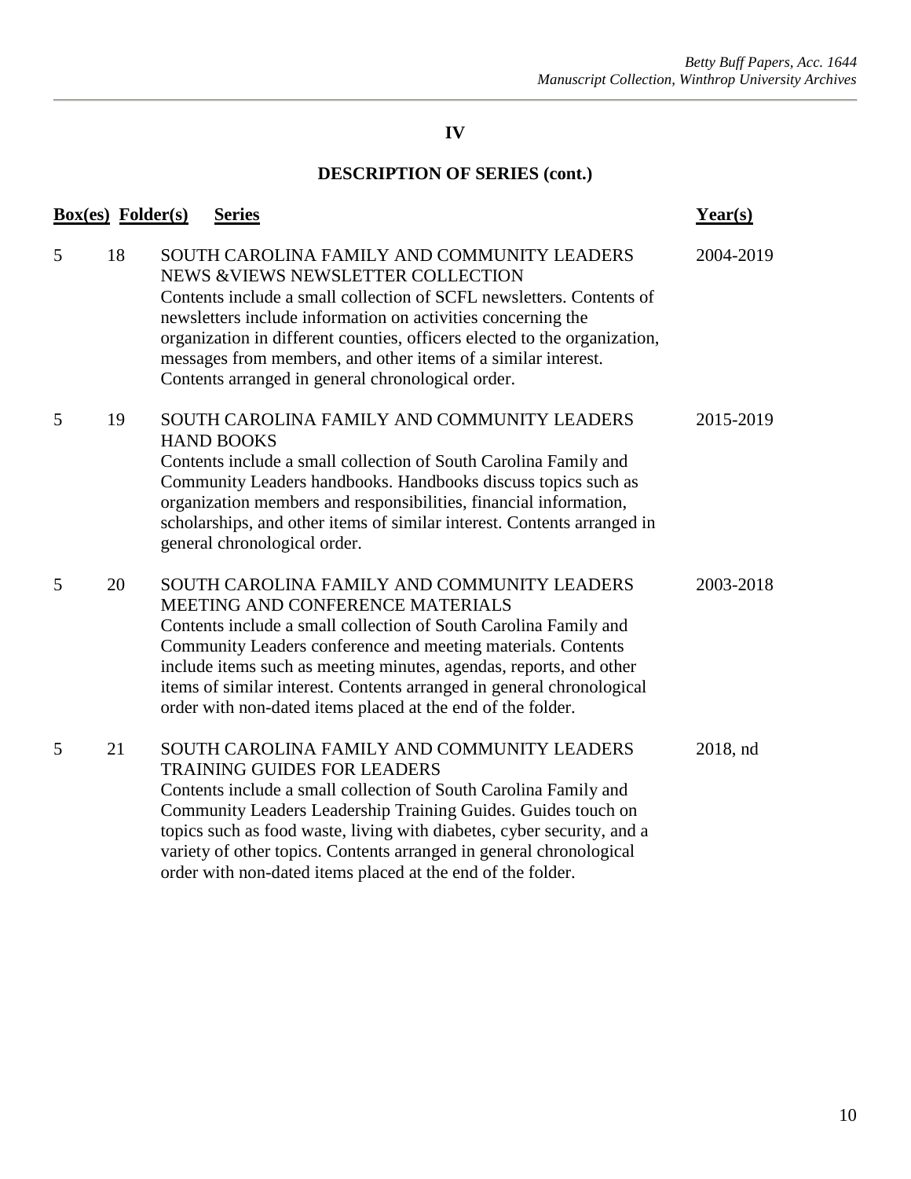## IV

## DESCRIPTION OF SERIES (cont.)

| Box(es) | Folder(s) | Series | Year(s) |
|---|---|---|---|
| 5 | 18 | SOUTH CAROLINA FAMILY AND COMMUNITY LEADERS NEWS &VIEWS NEWSLETTER COLLECTION<br>Contents include a small collection of SCFL newsletters. Contents of newsletters include information on activities concerning the organization in different counties, officers elected to the organization, messages from members, and other items of a similar interest. Contents arranged in general chronological order. | 2004-2019 |
| 5 | 19 | SOUTH CAROLINA FAMILY AND COMMUNITY LEADERS HAND BOOKS<br>Contents include a small collection of South Carolina Family and Community Leaders handbooks. Handbooks discuss topics such as organization members and responsibilities, financial information, scholarships, and other items of similar interest. Contents arranged in general chronological order. | 2015-2019 |
| 5 | 20 | SOUTH CAROLINA FAMILY AND COMMUNITY LEADERS MEETING AND CONFERENCE MATERIALS<br>Contents include a small collection of South Carolina Family and Community Leaders conference and meeting materials. Contents include items such as meeting minutes, agendas, reports, and other items of similar interest. Contents arranged in general chronological order with non-dated items placed at the end of the folder. | 2003-2018 |
| 5 | 21 | SOUTH CAROLINA FAMILY AND COMMUNITY LEADERS TRAINING GUIDES FOR LEADERS<br>Contents include a small collection of South Carolina Family and Community Leaders Leadership Training Guides. Guides touch on topics such as food waste, living with diabetes, cyber security, and a variety of other topics. Contents arranged in general chronological order with non-dated items placed at the end of the folder. | 2018, nd |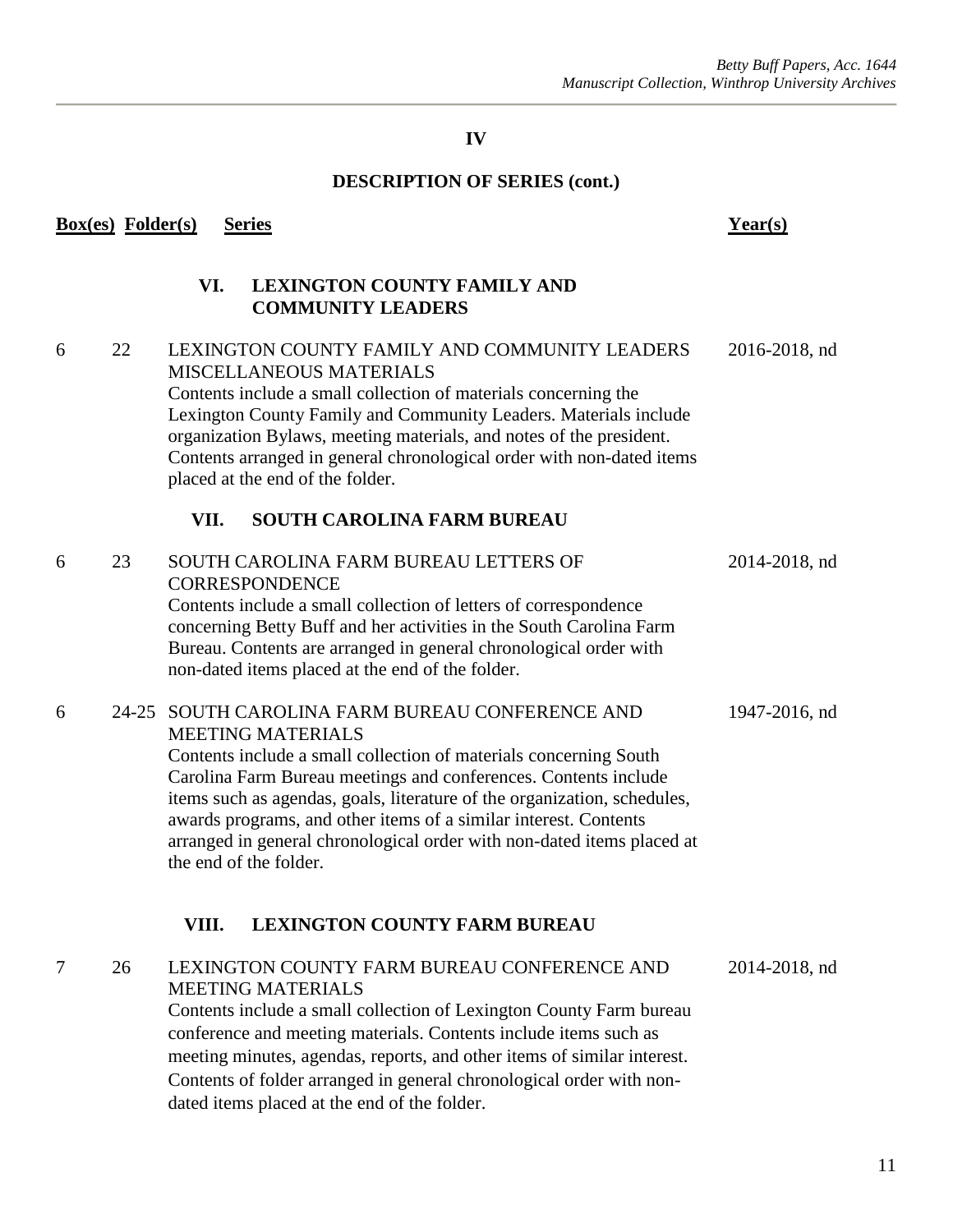## IV

## DESCRIPTION OF SERIES (cont.)

| Box(es) | Folder(s) | Series | Year(s) |
|---|---|---|---|
| | | **VI. LEXINGTON COUNTY FAMILY AND COMMUNITY LEADERS** | |
| 6 | 22 | LEXINGTON COUNTY FAMILY AND COMMUNITY LEADERS MISCELLANEOUS MATERIALS<br>Contents include a small collection of materials concerning the Lexington County Family and Community Leaders. Materials include organization Bylaws, meeting materials, and notes of the president. Contents arranged in general chronological order with non-dated items placed at the end of the folder. | 2016-2018, nd |
| | | **VII. SOUTH CAROLINA FARM BUREAU** | |
| 6 | 23 | SOUTH CAROLINA FARM BUREAU LETTERS OF CORRESPONDENCE<br>Contents include a small collection of letters of correspondence concerning Betty Buff and her activities in the South Carolina Farm Bureau. Contents are arranged in general chronological order with non-dated items placed at the end of the folder. | 2014-2018, nd |
| 6 | 24-25 | SOUTH CAROLINA FARM BUREAU CONFERENCE AND MEETING MATERIALS<br>Contents include a small collection of materials concerning South Carolina Farm Bureau meetings and conferences. Contents include items such as agendas, goals, literature of the organization, schedules, awards programs, and other items of a similar interest. Contents arranged in general chronological order with non-dated items placed at the end of the folder. | 1947-2016, nd |
| | | **VIII. LEXINGTON COUNTY FARM BUREAU** | |
| 7 | 26 | LEXINGTON COUNTY FARM BUREAU CONFERENCE AND MEETING MATERIALS<br>Contents include a small collection of Lexington County Farm bureau conference and meeting materials. Contents include items such as meeting minutes, agendas, reports, and other items of similar interest. Contents of folder arranged in general chronological order with non-dated items placed at the end of the folder. | 2014-2018, nd |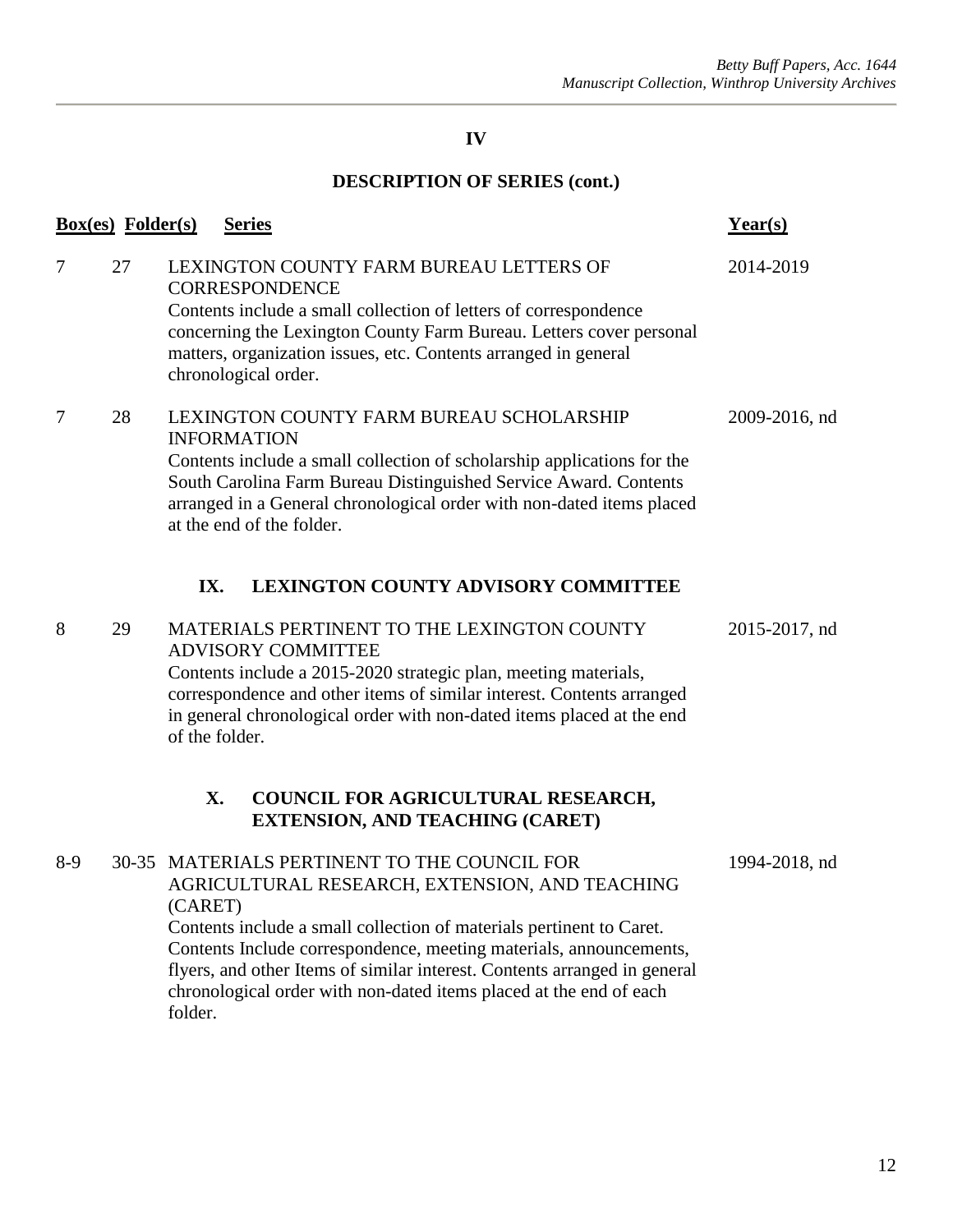## IV

## DESCRIPTION OF SERIES (cont.)

| Box(es) | Folder(s) | Series | Year(s) |
|---|---|---|---|
| 7 | 27 | LEXINGTON COUNTY FARM BUREAU LETTERS OF CORRESPONDENCE<br>Contents include a small collection of letters of correspondence concerning the Lexington County Farm Bureau. Letters cover personal matters, organization issues, etc. Contents arranged in general chronological order. | 2014-2019 |
| 7 | 28 | LEXINGTON COUNTY FARM BUREAU SCHOLARSHIP INFORMATION<br>Contents include a small collection of scholarship applications for the South Carolina Farm Bureau Distinguished Service Award. Contents arranged in a General chronological order with non-dated items placed at the end of the folder. | 2009-2016, nd |

### IX. LEXINGTON COUNTY ADVISORY COMMITTEE

| Box(es) | Folder(s) | Series | Year(s) |
|---|---|---|---|
| 8 | 29 | MATERIALS PERTINENT TO THE LEXINGTON COUNTY ADVISORY COMMITTEE<br>Contents include a 2015-2020 strategic plan, meeting materials, correspondence and other items of similar interest. Contents arranged in general chronological order with non-dated items placed at the end of the folder. | 2015-2017, nd |

### X. COUNCIL FOR AGRICULTURAL RESEARCH, EXTENSION, AND TEACHING (CARET)

| Box(es) | Folder(s) | Series | Year(s) |
|---|---|---|---|
| 8-9 | 30-35 | MATERIALS PERTINENT TO THE COUNCIL FOR AGRICULTURAL RESEARCH, EXTENSION, AND TEACHING (CARET)<br>Contents include a small collection of materials pertinent to Caret. Contents Include correspondence, meeting materials, announcements, flyers, and other Items of similar interest. Contents arranged in general chronological order with non-dated items placed at the end of each folder. | 1994-2018, nd |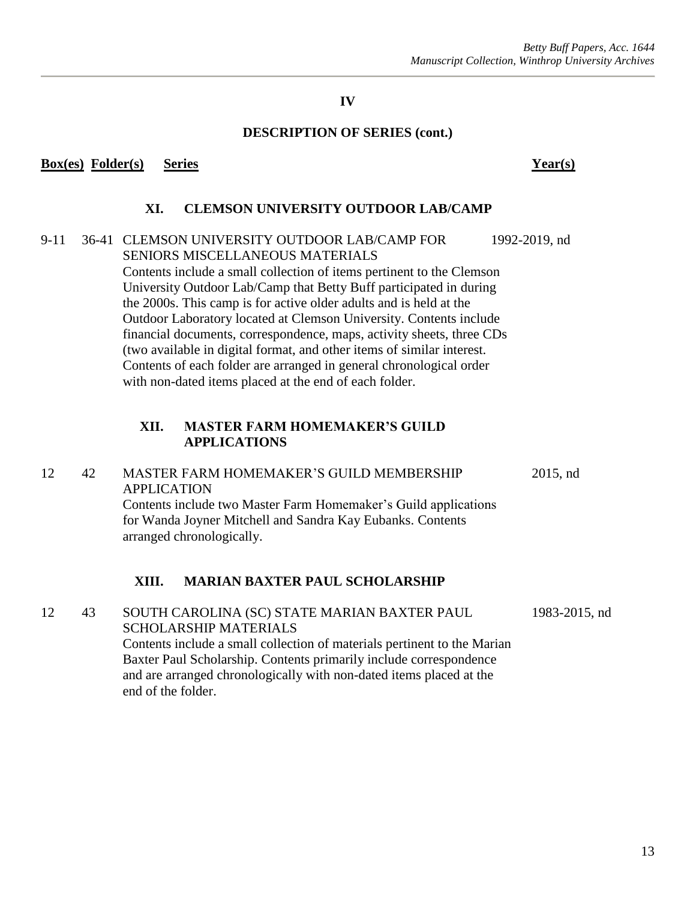## IV

## DESCRIPTION OF SERIES (cont.)

| Box(es) | Folder(s) | Series | Year(s) |
|---|---|---|---|
| | | **XI. CLEMSON UNIVERSITY OUTDOOR LAB/CAMP** | |
| 9-11 | 36-41 | CLEMSON UNIVERSITY OUTDOOR LAB/CAMP FOR SENIORS MISCELLANEOUS MATERIALS<br>Contents include a small collection of items pertinent to the Clemson University Outdoor Lab/Camp that Betty Buff participated in during the 2000s. This camp is for active older adults and is held at the Outdoor Laboratory located at Clemson University. Contents include financial documents, correspondence, maps, activity sheets, three CDs (two available in digital format, and other items of similar interest. Contents of each folder are arranged in general chronological order with non-dated items placed at the end of each folder. | 1992-2019, nd |
| | | **XII. MASTER FARM HOMEMAKER'S GUILD APPLICATIONS** | |
| 12 | 42 | MASTER FARM HOMEMAKER'S GUILD MEMBERSHIP APPLICATION<br>Contents include two Master Farm Homemaker's Guild applications for Wanda Joyner Mitchell and Sandra Kay Eubanks. Contents arranged chronologically. | 2015, nd |
| | | **XIII. MARIAN BAXTER PAUL SCHOLARSHIP** | |
| 12 | 43 | SOUTH CAROLINA (SC) STATE MARIAN BAXTER PAUL SCHOLARSHIP MATERIALS<br>Contents include a small collection of materials pertinent to the Marian Baxter Paul Scholarship. Contents primarily include correspondence and are arranged chronologically with non-dated items placed at the end of the folder. | 1983-2015, nd |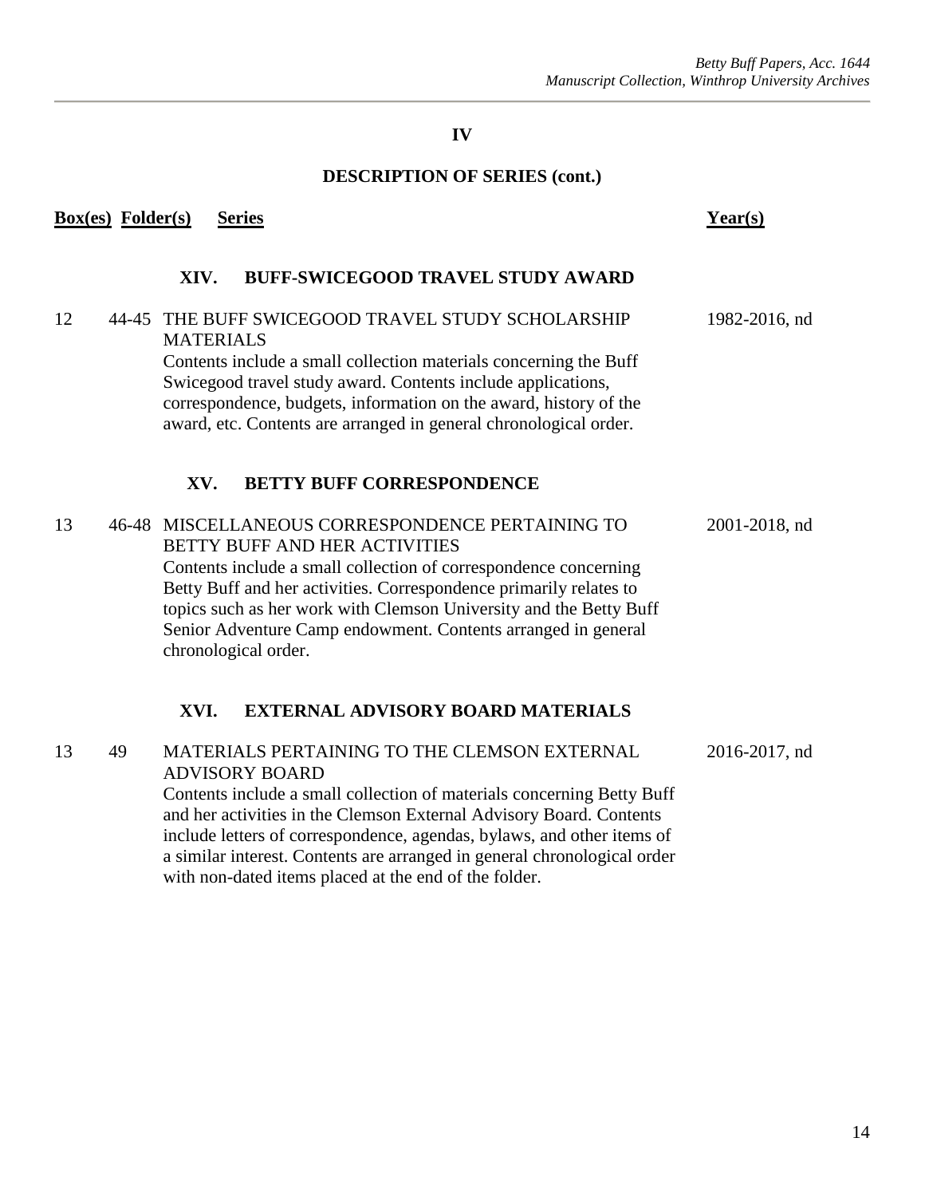## IV

## DESCRIPTION OF SERIES (cont.)

| Box(es) | Folder(s) | Series | Year(s) |
|---|---|---|---|
| | | **XIV. BUFF-SWICEGOOD TRAVEL STUDY AWARD** | |
| 12 | 44-45 | THE BUFF SWICEGOOD TRAVEL STUDY SCHOLARSHIP MATERIALS<br>Contents include a small collection materials concerning the Buff Swicegood travel study award. Contents include applications, correspondence, budgets, information on the award, history of the award, etc. Contents are arranged in general chronological order. | 1982-2016, nd |
| | | **XV. BETTY BUFF CORRESPONDENCE** | |
| 13 | 46-48 | MISCELLANEOUS CORRESPONDENCE PERTAINING TO BETTY BUFF AND HER ACTIVITIES<br>Contents include a small collection of correspondence concerning Betty Buff and her activities. Correspondence primarily relates to topics such as her work with Clemson University and the Betty Buff Senior Adventure Camp endowment. Contents arranged in general chronological order. | 2001-2018, nd |
| | | **XVI. EXTERNAL ADVISORY BOARD MATERIALS** | |
| 13 | 49 | MATERIALS PERTAINING TO THE CLEMSON EXTERNAL ADVISORY BOARD<br>Contents include a small collection of materials concerning Betty Buff and her activities in the Clemson External Advisory Board. Contents include letters of correspondence, agendas, bylaws, and other items of a similar interest. Contents are arranged in general chronological order with non-dated items placed at the end of the folder. | 2016-2017, nd |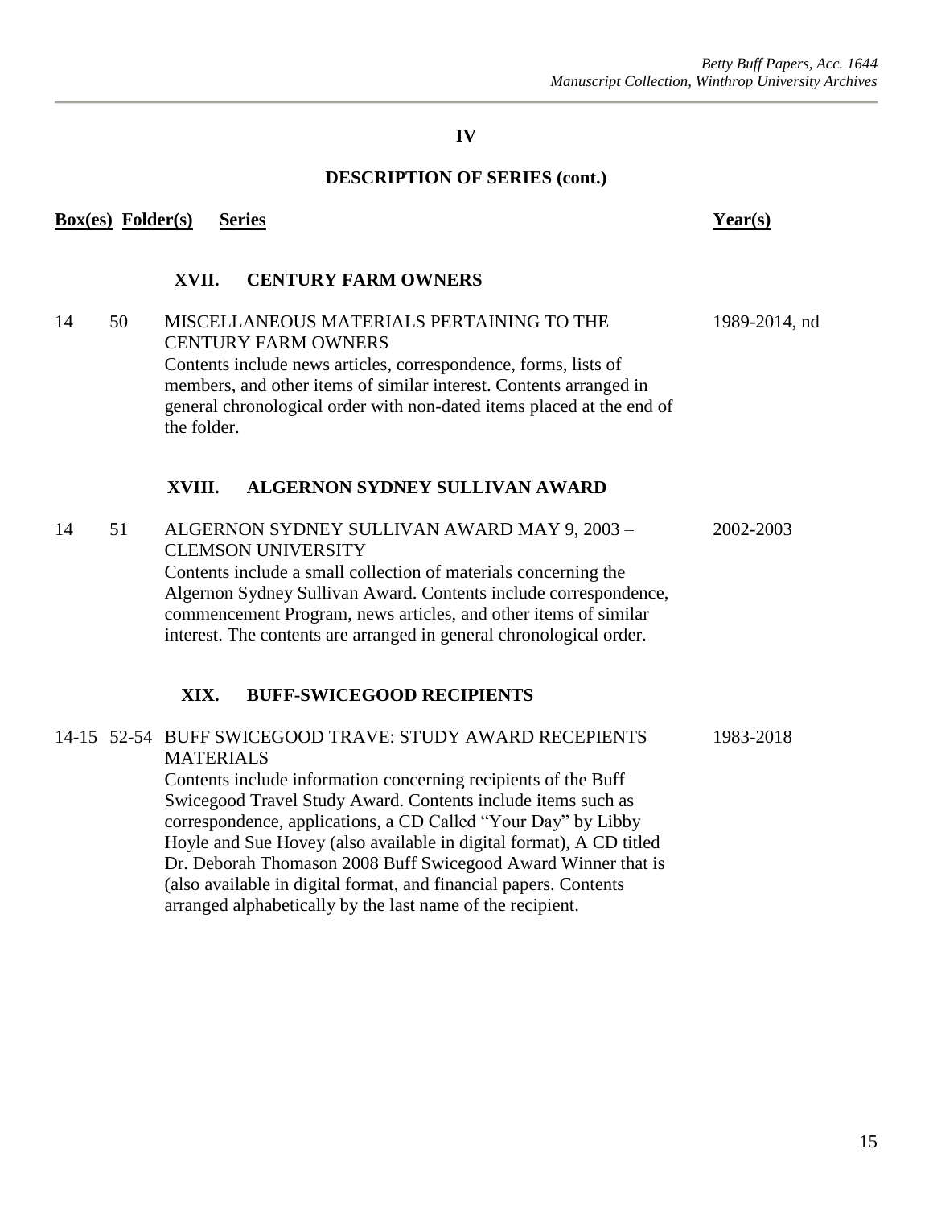## IV

## DESCRIPTION OF SERIES (cont.)

| Box(es) | Folder(s) | Series | Year(s) |
|---|---|---|---|
| | | **XVII. CENTURY FARM OWNERS** | |
| 14 | 50 | MISCELLANEOUS MATERIALS PERTAINING TO THE CENTURY FARM OWNERS<br>Contents include news articles, correspondence, forms, lists of members, and other items of similar interest. Contents arranged in general chronological order with non-dated items placed at the end of the folder. | 1989-2014, nd |
| | | **XVIII. ALGERNON SYDNEY SULLIVAN AWARD** | |
| 14 | 51 | ALGERNON SYDNEY SULLIVAN AWARD MAY 9, 2003 – CLEMSON UNIVERSITY<br>Contents include a small collection of materials concerning the Algernon Sydney Sullivan Award. Contents include correspondence, commencement Program, news articles, and other items of similar interest. The contents are arranged in general chronological order. | 2002-2003 |
| | | **XIX. BUFF-SWICEGOOD RECIPIENTS** | |
| 14-15 | 52-54 | BUFF SWICEGOOD TRAVE: STUDY AWARD RECEPIENTS MATERIALS<br>Contents include information concerning recipients of the Buff Swicegood Travel Study Award. Contents include items such as correspondence, applications, a CD Called "Your Day" by Libby Hoyle and Sue Hovey (also available in digital format), A CD titled Dr. Deborah Thomason 2008 Buff Swicegood Award Winner that is (also available in digital format, and financial papers. Contents arranged alphabetically by the last name of the recipient. | 1983-2018 |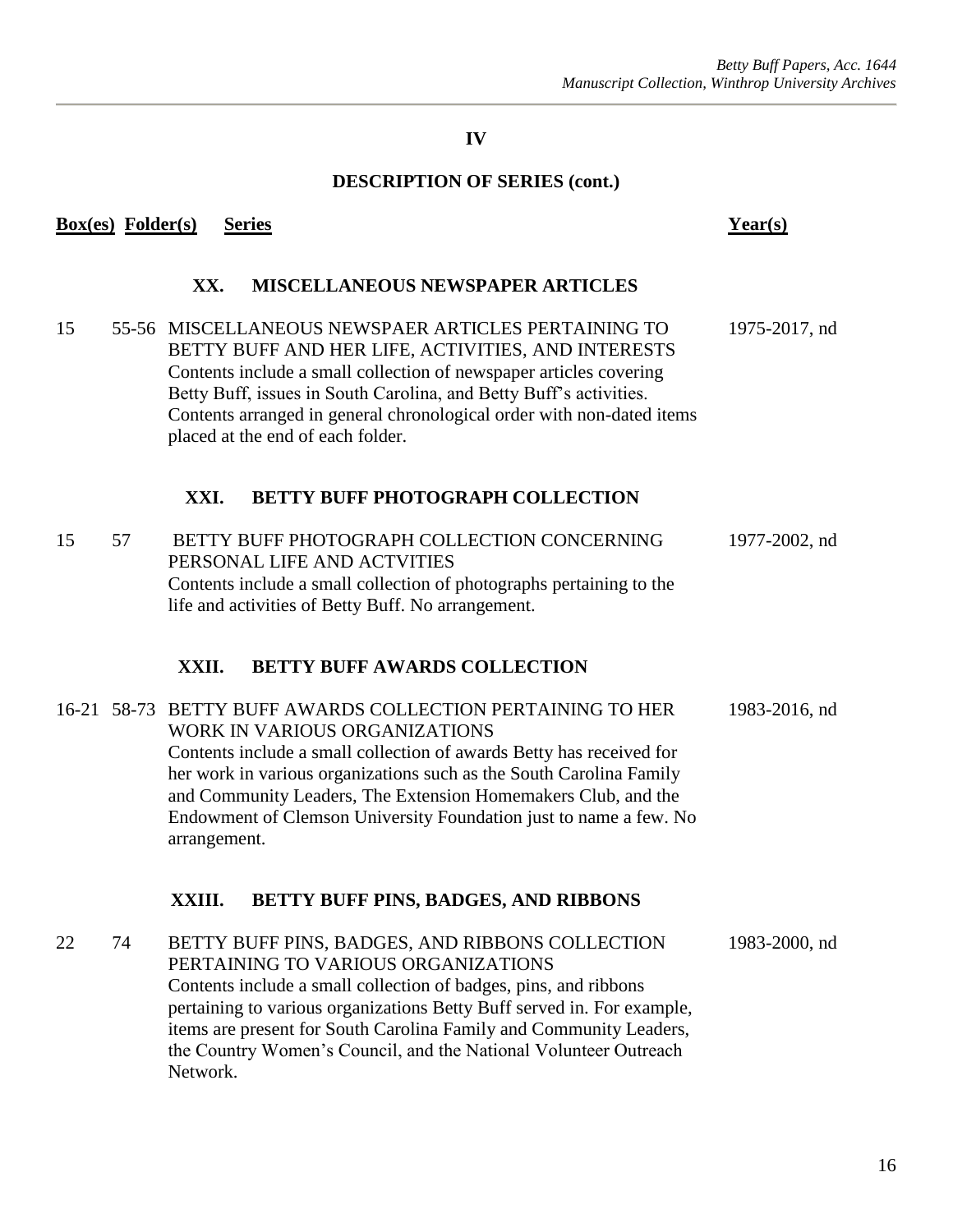## IV

## DESCRIPTION OF SERIES (cont.)

| Box(es) | Folder(s) | Series | Year(s) |
|---|---|---|---|
| | | **XX. MISCELLANEOUS NEWSPAPER ARTICLES** | |
| 15 | 55-56 | MISCELLANEOUS NEWSPAER ARTICLES PERTAINING TO BETTY BUFF AND HER LIFE, ACTIVITIES, AND INTERESTS<br>Contents include a small collection of newspaper articles covering Betty Buff, issues in South Carolina, and Betty Buff's activities. Contents arranged in general chronological order with non-dated items placed at the end of each folder. | 1975-2017, nd |
| | | **XXI. BETTY BUFF PHOTOGRAPH COLLECTION** | |
| 15 | 57 | BETTY BUFF PHOTOGRAPH COLLECTION CONCERNING PERSONAL LIFE AND ACTVITIES<br>Contents include a small collection of photographs pertaining to the life and activities of Betty Buff. No arrangement. | 1977-2002, nd |
| | | **XXII. BETTY BUFF AWARDS COLLECTION** | |
| 16-21 | 58-73 | BETTY BUFF AWARDS COLLECTION PERTAINING TO HER WORK IN VARIOUS ORGANIZATIONS<br>Contents include a small collection of awards Betty has received for her work in various organizations such as the South Carolina Family and Community Leaders, The Extension Homemakers Club, and the Endowment of Clemson University Foundation just to name a few. No arrangement. | 1983-2016, nd |
| | | **XXIII. BETTY BUFF PINS, BADGES, AND RIBBONS** | |
| 22 | 74 | BETTY BUFF PINS, BADGES, AND RIBBONS COLLECTION PERTAINING TO VARIOUS ORGANIZATIONS<br>Contents include a small collection of badges, pins, and ribbons pertaining to various organizations Betty Buff served in. For example, items are present for South Carolina Family and Community Leaders, the Country Women's Council, and the National Volunteer Outreach Network. | 1983-2000, nd |